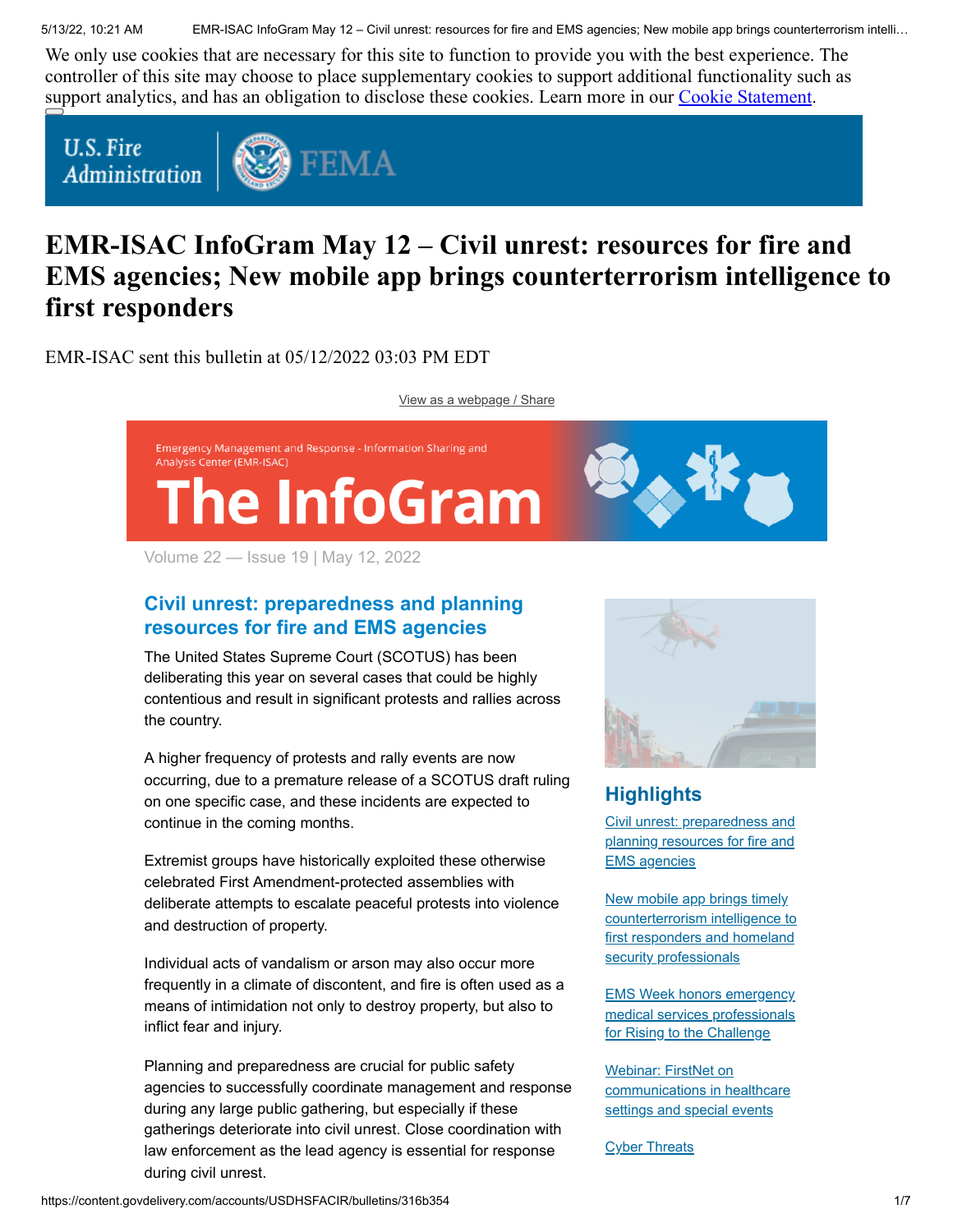We only use cookies that are necessary for this site to function to provide you with the best experience. The controller of this site may choose to place supplementary cookies to support additional functionality such as support analytics, and has an obligation to disclose these cookies. Learn more in our Cookie Statement.

U.S. Fire Administration | FEMA

# EMR-ISAC InfoGram May 12 – Civil unrest: resources for fire and EMS agencies; New mobile app brings counterterrorism intelligence to first responders

EMR-ISAC sent this bulletin at 05/12/2022 03:03 PM EDT

View as a webpage / Share

Emergency Management and Response - Information Sharing and Analysis Center (EMR-ISAC)

**The InfoGram**

Volume 22 — Issue 19 | May 12, 2022

## Civil unrest: preparedness and planning resources for fire and EMS agencies

The United States Supreme Court (SCOTUS) has been deliberating this year on several cases that could be highly contentious and result in significant protests and rallies across the country.

A higher frequency of protests and rally events are now occurring, due to a premature release of a SCOTUS draft ruling on one specific case, and these incidents are expected to continue in the coming months.

Extremist groups have historically exploited these otherwise celebrated First Amendment-protected assemblies with deliberate attempts to escalate peaceful protests into violence and destruction of property.

Individual acts of vandalism or arson may also occur more frequently in a climate of discontent, and fire is often used as a means of intimidation not only to destroy property, but also to inflict fear and injury.

Planning and preparedness are crucial for public safety agencies to successfully coordinate management and response during any large public gathering, but especially if these gatherings deteriorate into civil unrest. Close coordination with law enforcement as the lead agency is essential for response during civil unrest.

## Highlights

- Civil unrest: preparedness and planning resources for fire and EMS agencies
- New mobile app brings timely counterterrorism intelligence to first responders and homeland security professionals
- EMS Week honors emergency medical services professionals for Rising to the Challenge
- Webinar: FirstNet on communications in healthcare settings and special events
- Cyber Threats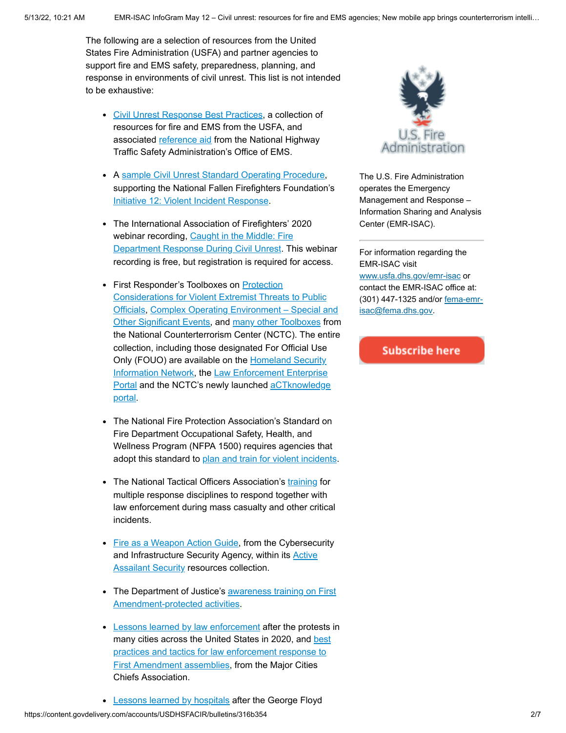The following are a selection of resources from the United States Fire Administration (USFA) and partner agencies to support fire and EMS safety, preparedness, planning, and response in environments of civil unrest. This list is not intended to be exhaustive:

- Civil Unrest Response Best Practices, a collection of resources for fire and EMS from the USFA, and associated reference aid from the National Highway Traffic Safety Administration's Office of EMS.
- A sample Civil Unrest Standard Operating Procedure, supporting the National Fallen Firefighters Foundation's Initiative 12: Violent Incident Response.
- The International Association of Firefighters' 2020 webinar recording, Caught in the Middle: Fire Department Response During Civil Unrest. This webinar recording is free, but registration is required for access.
- First Responder's Toolboxes on Protection Considerations for Violent Extremist Threats to Public Officials, Complex Operating Environment – Special and Other Significant Events, and many other Toolboxes from the National Counterterrorism Center (NCTC). The entire collection, including those designated For Official Use Only (FOUO) are available on the Homeland Security Information Network, the Law Enforcement Enterprise Portal and the NCTC's newly launched aCTknowledge portal.
- The National Fire Protection Association's Standard on Fire Department Occupational Safety, Health, and Wellness Program (NFPA 1500) requires agencies that adopt this standard to plan and train for violent incidents.
- The National Tactical Officers Association's training for multiple response disciplines to respond together with law enforcement during mass casualty and other critical incidents.
- Fire as a Weapon Action Guide, from the Cybersecurity and Infrastructure Security Agency, within its Active Assailant Security resources collection.
- The Department of Justice's awareness training on First Amendment-protected activities.
- Lessons learned by law enforcement after the protests in many cities across the United States in 2020, and best practices and tactics for law enforcement response to First Amendment assemblies, from the Major Cities Chiefs Association.
- Lessons learned by hospitals after the George Floyd

U.S. Fire Administration

The U.S. Fire Administration operates the Emergency Management and Response – Information Sharing and Analysis Center (EMR-ISAC).

For information regarding the EMR-ISAC visit www.usfa.dhs.gov/emr-isac or contact the EMR-ISAC office at: (301) 447-1325 and/or fema-emr-isac@fema.dhs.gov.

Subscribe here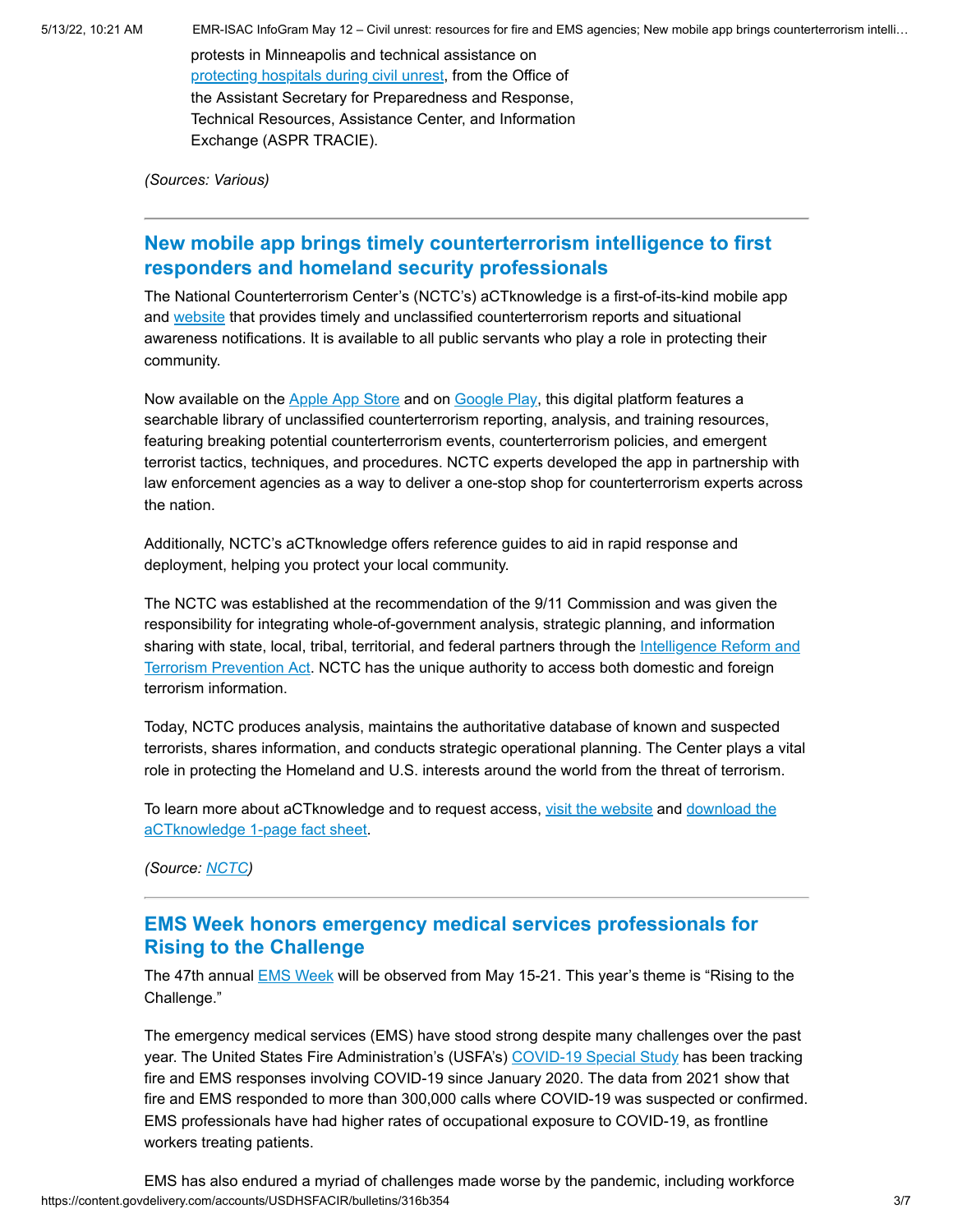protests in Minneapolis and technical assistance on protecting hospitals during civil unrest, from the Office of the Assistant Secretary for Preparedness and Response, Technical Resources, Assistance Center, and Information Exchange (ASPR TRACIE).

*(Sources: Various)*

---

## New mobile app brings timely counterterrorism intelligence to first responders and homeland security professionals

The National Counterterrorism Center's (NCTC's) aCTknowledge is a first-of-its-kind mobile app and website that provides timely and unclassified counterterrorism reports and situational awareness notifications. It is available to all public servants who play a role in protecting their community.

Now available on the Apple App Store and on Google Play, this digital platform features a searchable library of unclassified counterterrorism reporting, analysis, and training resources, featuring breaking potential counterterrorism events, counterterrorism policies, and emergent terrorist tactics, techniques, and procedures. NCTC experts developed the app in partnership with law enforcement agencies as a way to deliver a one-stop shop for counterterrorism experts across the nation.

Additionally, NCTC's aCTknowledge offers reference guides to aid in rapid response and deployment, helping you protect your local community.

The NCTC was established at the recommendation of the 9/11 Commission and was given the responsibility for integrating whole-of-government analysis, strategic planning, and information sharing with state, local, tribal, territorial, and federal partners through the Intelligence Reform and Terrorism Prevention Act. NCTC has the unique authority to access both domestic and foreign terrorism information.

Today, NCTC produces analysis, maintains the authoritative database of known and suspected terrorists, shares information, and conducts strategic operational planning. The Center plays a vital role in protecting the Homeland and U.S. interests around the world from the threat of terrorism.

To learn more about aCTknowledge and to request access, visit the website and download the aCTknowledge 1-page fact sheet.

*(Source: NCTC)*

---

## EMS Week honors emergency medical services professionals for Rising to the Challenge

The 47th annual EMS Week will be observed from May 15-21. This year's theme is "Rising to the Challenge."

The emergency medical services (EMS) have stood strong despite many challenges over the past year. The United States Fire Administration's (USFA's) COVID-19 Special Study has been tracking fire and EMS responses involving COVID-19 since January 2020. The data from 2021 show that fire and EMS responded to more than 300,000 calls where COVID-19 was suspected or confirmed. EMS professionals have had higher rates of occupational exposure to COVID-19, as frontline workers treating patients.

EMS has also endured a myriad of challenges made worse by the pandemic, including workforce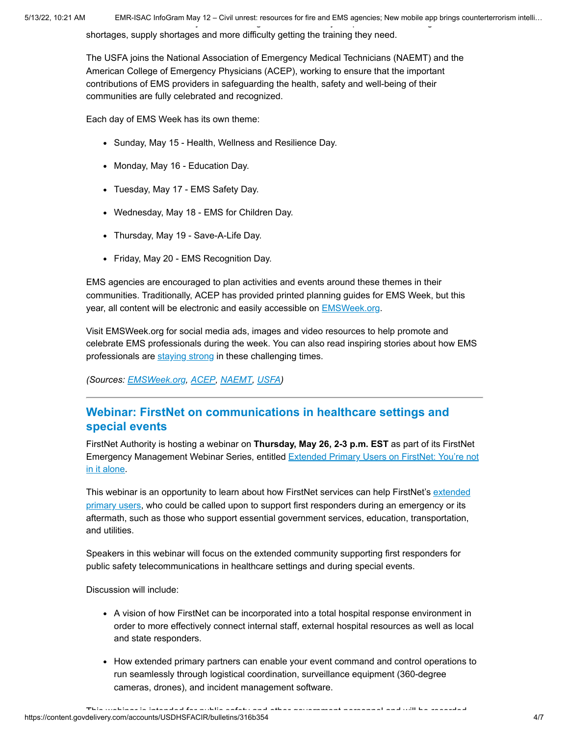shortages, supply shortages and more difficulty getting the training they need.

The USFA joins the National Association of Emergency Medical Technicians (NAEMT) and the American College of Emergency Physicians (ACEP), working to ensure that the important contributions of EMS providers in safeguarding the health, safety and well-being of their communities are fully celebrated and recognized.

Each day of EMS Week has its own theme:

- Sunday, May 15 - Health, Wellness and Resilience Day.
- Monday, May 16 - Education Day.
- Tuesday, May 17 - EMS Safety Day.
- Wednesday, May 18 - EMS for Children Day.
- Thursday, May 19 - Save-A-Life Day.
- Friday, May 20 - EMS Recognition Day.

EMS agencies are encouraged to plan activities and events around these themes in their communities. Traditionally, ACEP has provided printed planning guides for EMS Week, but this year, all content will be electronic and easily accessible on EMSWeek.org.

Visit EMSWeek.org for social media ads, images and video resources to help promote and celebrate EMS professionals during the week. You can also read inspiring stories about how EMS professionals are staying strong in these challenging times.

*(Sources: EMSWeek.org, ACEP, NAEMT, USFA)*

---

## Webinar: FirstNet on communications in healthcare settings and special events

FirstNet Authority is hosting a webinar on **Thursday, May 26, 2-3 p.m. EST** as part of its FirstNet Emergency Management Webinar Series, entitled Extended Primary Users on FirstNet: You're not in it alone.

This webinar is an opportunity to learn about how FirstNet services can help FirstNet's extended primary users, who could be called upon to support first responders during an emergency or its aftermath, such as those who support essential government services, education, transportation, and utilities.

Speakers in this webinar will focus on the extended community supporting first responders for public safety telecommunications in healthcare settings and during special events.

Discussion will include:

- A vision of how FirstNet can be incorporated into a total hospital response environment in order to more effectively connect internal staff, external hospital resources as well as local and state responders.
- How extended primary partners can enable your event command and control operations to run seamlessly through logistical coordination, surveillance equipment (360-degree cameras, drones), and incident management software.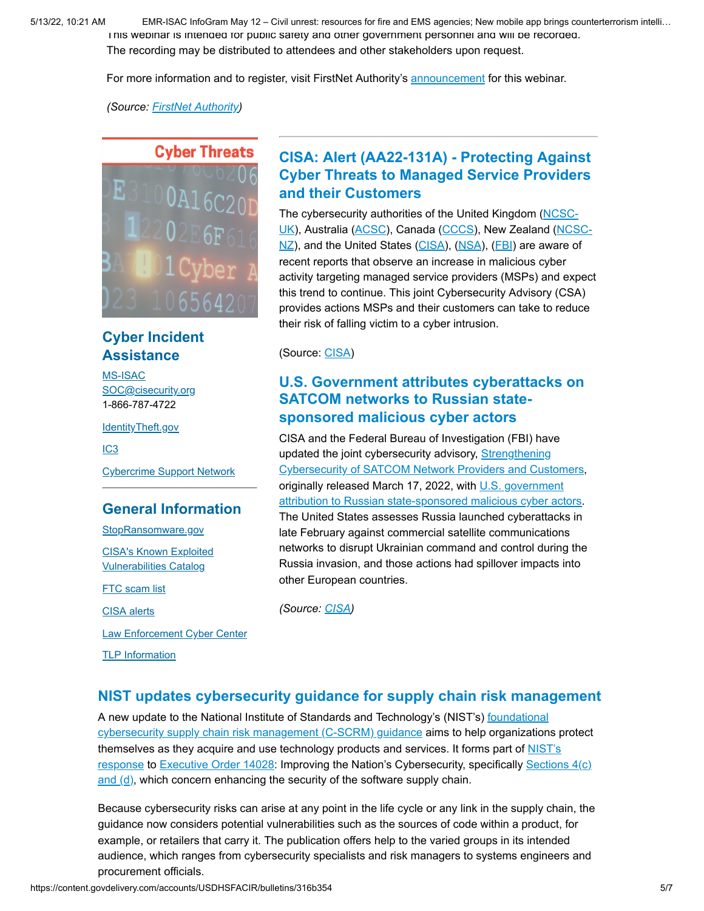This webinar is intended for public safety and other government personnel and will be recorded. The recording may be distributed to attendees and other stakeholders upon request.

For more information and to register, visit FirstNet Authority's announcement for this webinar.

*(Source: FirstNet Authority)*

## CISA: Alert (AA22-131A) - Protecting Against Cyber Threats to Managed Service Providers and their Customers

The cybersecurity authorities of the United Kingdom (NCSC-UK), Australia (ACSC), Canada (CCCS), New Zealand (NCSC-NZ), and the United States (CISA), (NSA), (FBI) are aware of recent reports that observe an increase in malicious cyber activity targeting managed service providers (MSPs) and expect this trend to continue. This joint Cybersecurity Advisory (CSA) provides actions MSPs and their customers can take to reduce their risk of falling victim to a cyber intrusion.

(Source: CISA)

## U.S. Government attributes cyberattacks on SATCOM networks to Russian state-sponsored malicious cyber actors

CISA and the Federal Bureau of Investigation (FBI) have updated the joint cybersecurity advisory, Strengthening Cybersecurity of SATCOM Network Providers and Customers, originally released March 17, 2022, with U.S. government attribution to Russian state-sponsored malicious cyber actors. The United States assesses Russia launched cyberattacks in late February against commercial satellite communications networks to disrupt Ukrainian command and control during the Russia invasion, and those actions had spillover impacts into other European countries.

*(Source: CISA)*

### Cyber Threats

## Cyber Incident Assistance

MS-ISAC
SOC@cisecurity.org
1-866-787-4722

IdentityTheft.gov

IC3

Cybercrime Support Network

## General Information

StopRansomware.gov

CISA's Known Exploited Vulnerabilities Catalog

FTC scam list

CISA alerts

Law Enforcement Cyber Center

TLP Information

## NIST updates cybersecurity guidance for supply chain risk management

A new update to the National Institute of Standards and Technology's (NIST's) foundational cybersecurity supply chain risk management (C-SCRM) guidance aims to help organizations protect themselves as they acquire and use technology products and services. It forms part of NIST's response to Executive Order 14028: Improving the Nation's Cybersecurity, specifically Sections 4(c) and (d), which concern enhancing the security of the software supply chain.

Because cybersecurity risks can arise at any point in the life cycle or any link in the supply chain, the guidance now considers potential vulnerabilities such as the sources of code within a product, for example, or retailers that carry it. The publication offers help to the varied groups in its intended audience, which ranges from cybersecurity specialists and risk managers to systems engineers and procurement officials.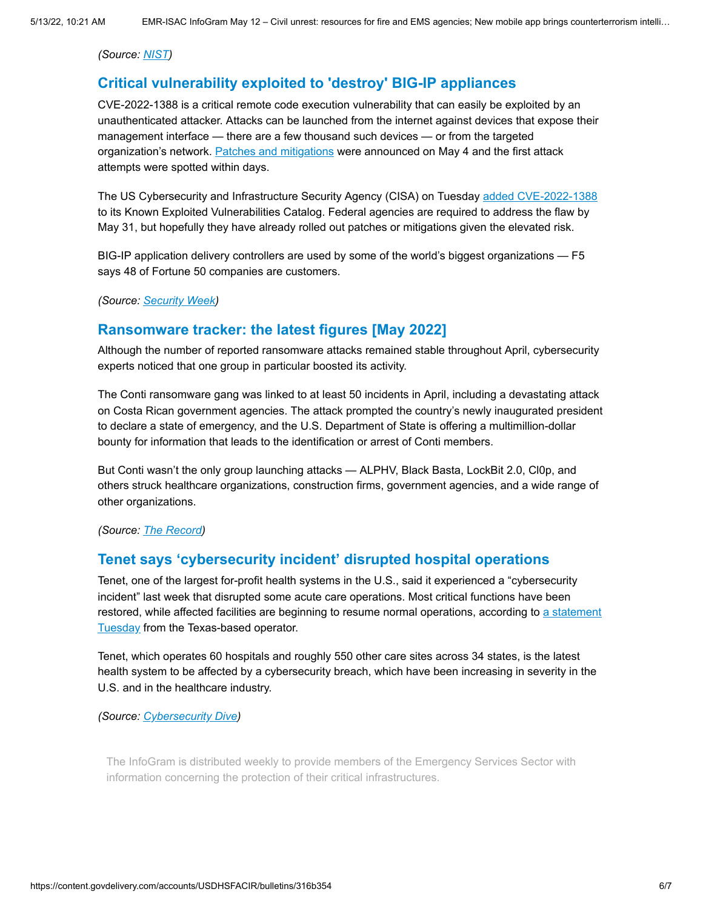*(Source: NIST)*

## Critical vulnerability exploited to 'destroy' BIG-IP appliances

CVE-2022-1388 is a critical remote code execution vulnerability that can easily be exploited by an unauthenticated attacker. Attacks can be launched from the internet against devices that expose their management interface — there are a few thousand such devices — or from the targeted organization's network. Patches and mitigations were announced on May 4 and the first attack attempts were spotted within days.

The US Cybersecurity and Infrastructure Security Agency (CISA) on Tuesday added CVE-2022-1388 to its Known Exploited Vulnerabilities Catalog. Federal agencies are required to address the flaw by May 31, but hopefully they have already rolled out patches or mitigations given the elevated risk.

BIG-IP application delivery controllers are used by some of the world's biggest organizations — F5 says 48 of Fortune 50 companies are customers.

*(Source: Security Week)*

## Ransomware tracker: the latest figures [May 2022]

Although the number of reported ransomware attacks remained stable throughout April, cybersecurity experts noticed that one group in particular boosted its activity.

The Conti ransomware gang was linked to at least 50 incidents in April, including a devastating attack on Costa Rican government agencies. The attack prompted the country's newly inaugurated president to declare a state of emergency, and the U.S. Department of State is offering a multimillion-dollar bounty for information that leads to the identification or arrest of Conti members.

But Conti wasn't the only group launching attacks — ALPHV, Black Basta, LockBit 2.0, Cl0p, and others struck healthcare organizations, construction firms, government agencies, and a wide range of other organizations.

*(Source: The Record)*

## Tenet says 'cybersecurity incident' disrupted hospital operations

Tenet, one of the largest for-profit health systems in the U.S., said it experienced a "cybersecurity incident" last week that disrupted some acute care operations. Most critical functions have been restored, while affected facilities are beginning to resume normal operations, according to a statement Tuesday from the Texas-based operator.

Tenet, which operates 60 hospitals and roughly 550 other care sites across 34 states, is the latest health system to be affected by a cybersecurity breach, which have been increasing in severity in the U.S. and in the healthcare industry.

*(Source: Cybersecurity Dive)*

The InfoGram is distributed weekly to provide members of the Emergency Services Sector with information concerning the protection of their critical infrastructures.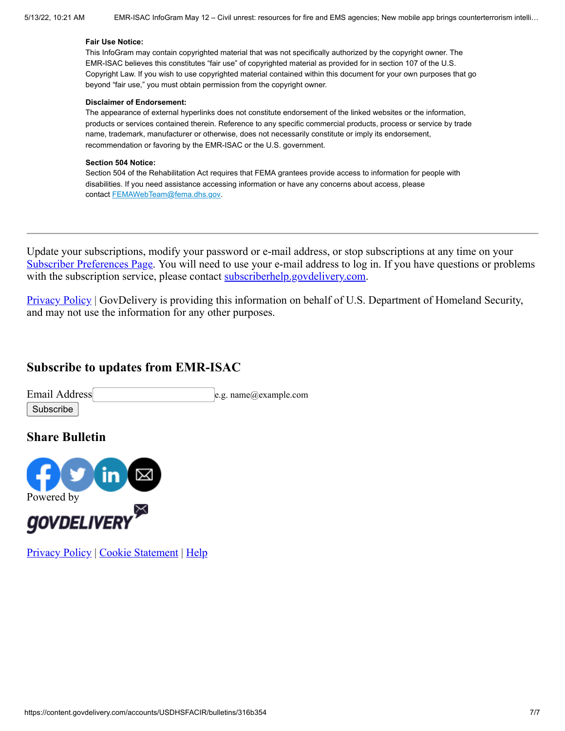**Fair Use Notice:**
This InfoGram may contain copyrighted material that was not specifically authorized by the copyright owner. The EMR-ISAC believes this constitutes "fair use" of copyrighted material as provided for in section 107 of the U.S. Copyright Law. If you wish to use copyrighted material contained within this document for your own purposes that go beyond "fair use," you must obtain permission from the copyright owner.

**Disclaimer of Endorsement:**
The appearance of external hyperlinks does not constitute endorsement of the linked websites or the information, products or services contained therein. Reference to any specific commercial products, process or service by trade name, trademark, manufacturer or otherwise, does not necessarily constitute or imply its endorsement, recommendation or favoring by the EMR-ISAC or the U.S. government.

**Section 504 Notice:**
Section 504 of the Rehabilitation Act requires that FEMA grantees provide access to information for people with disabilities. If you need assistance accessing information or have any concerns about access, please contact FEMAWebTeam@fema.dhs.gov.

---

Update your subscriptions, modify your password or e-mail address, or stop subscriptions at any time on your Subscriber Preferences Page. You will need to use your e-mail address to log in. If you have questions or problems with the subscription service, please contact subscriberhelp.govdelivery.com.

Privacy Policy | GovDelivery is providing this information on behalf of U.S. Department of Homeland Security, and may not use the information for any other purposes.

## Subscribe to updates from EMR-ISAC

Email Address e.g. name@example.com

Subscribe

## Share Bulletin

Powered by

GOVDELIVERY

Privacy Policy | Cookie Statement | Help